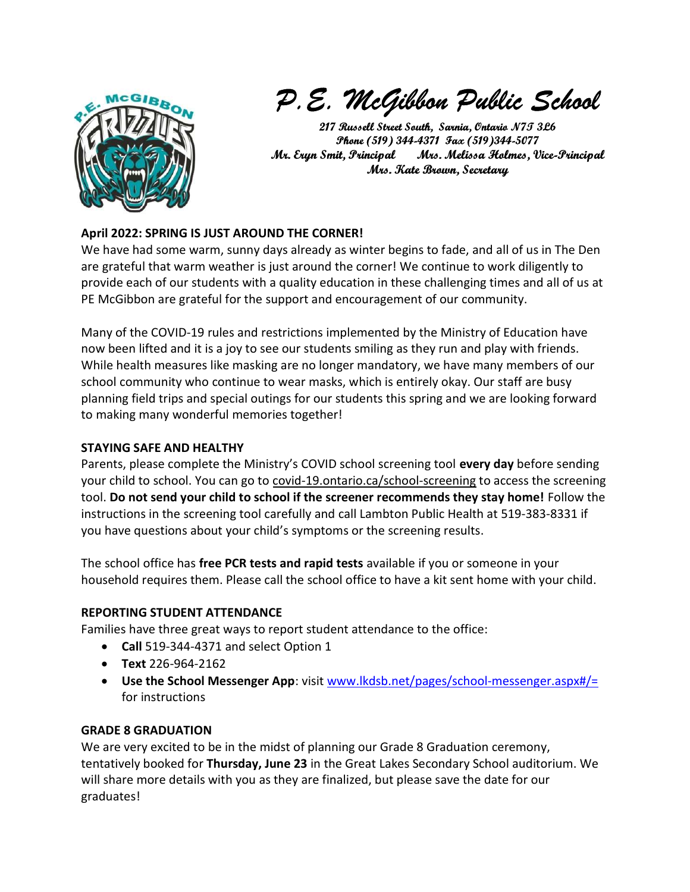# P.E. McGibbon Public School

**217 Russell Street South, Sarnia, Ontario N7T 3L6**
**Phone (519) 344-4371 Fax (519)344-5077**
**Mr. Eryn Smit, Principal Mrs. Melissa Holmes, Vice-Principal**
**Mrs. Kate Brown, Secretary**

## April 2022: SPRING IS JUST AROUND THE CORNER!

We have had some warm, sunny days already as winter begins to fade, and all of us in The Den are grateful that warm weather is just around the corner! We continue to work diligently to provide each of our students with a quality education in these challenging times and all of us at PE McGibbon are grateful for the support and encouragement of our community.

Many of the COVID-19 rules and restrictions implemented by the Ministry of Education have now been lifted and it is a joy to see our students smiling as they run and play with friends. While health measures like masking are no longer mandatory, we have many members of our school community who continue to wear masks, which is entirely okay. Our staff are busy planning field trips and special outings for our students this spring and we are looking forward to making many wonderful memories together!

## STAYING SAFE AND HEALTHY

Parents, please complete the Ministry's COVID school screening tool **every day** before sending your child to school. You can go to covid-19.ontario.ca/school-screening to access the screening tool. **Do not send your child to school if the screener recommends they stay home!** Follow the instructions in the screening tool carefully and call Lambton Public Health at 519-383-8331 if you have questions about your child's symptoms or the screening results.

The school office has **free PCR tests and rapid tests** available if you or someone in your household requires them. Please call the school office to have a kit sent home with your child.

## REPORTING STUDENT ATTENDANCE

Families have three great ways to report student attendance to the office:

- **Call** 519-344-4371 and select Option 1
- **Text** 226-964-2162
- **Use the School Messenger App**: visit www.lkdsb.net/pages/school-messenger.aspx#/= for instructions

## GRADE 8 GRADUATION

We are very excited to be in the midst of planning our Grade 8 Graduation ceremony, tentatively booked for **Thursday, June 23** in the Great Lakes Secondary School auditorium. We will share more details with you as they are finalized, but please save the date for our graduates!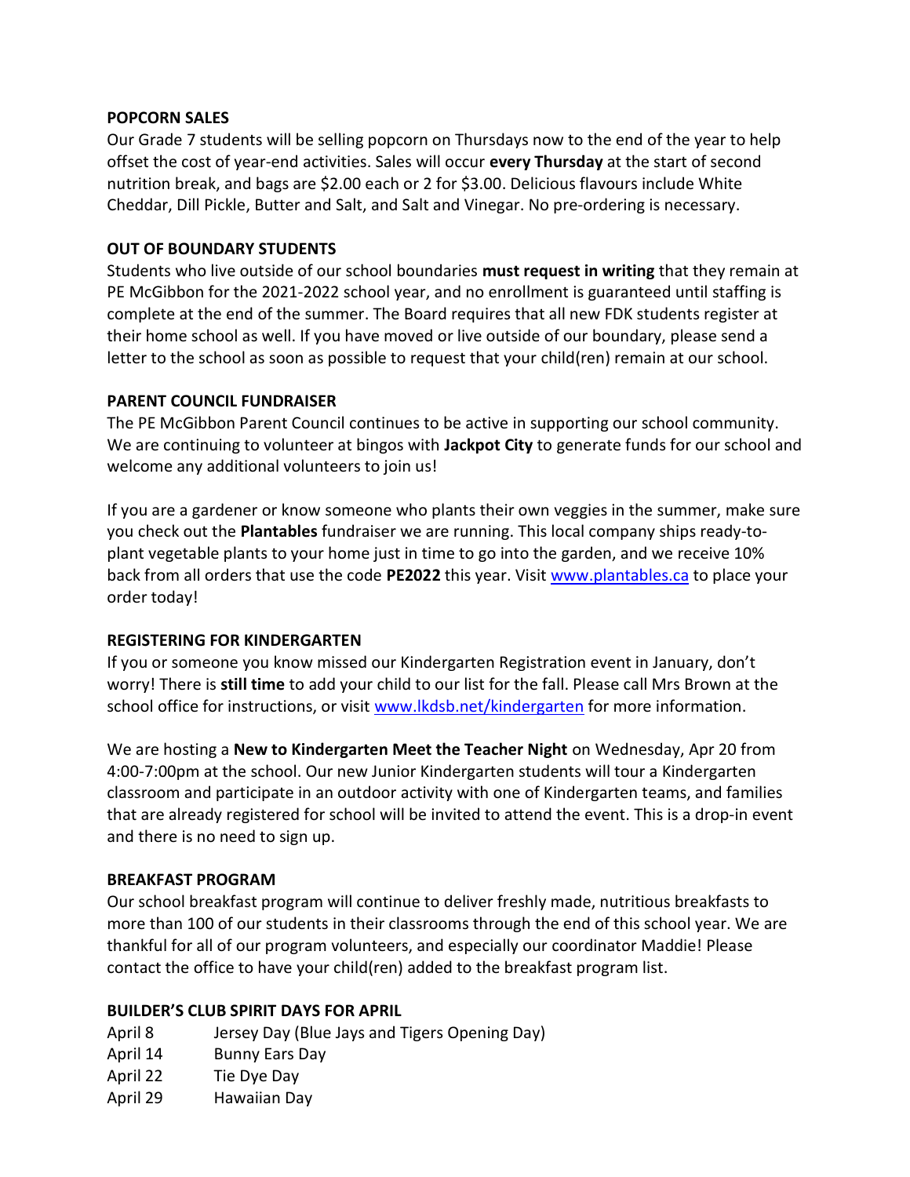## POPCORN SALES

Our Grade 7 students will be selling popcorn on Thursdays now to the end of the year to help offset the cost of year-end activities. Sales will occur **every Thursday** at the start of second nutrition break, and bags are $2.00 each or 2 for $3.00. Delicious flavours include White Cheddar, Dill Pickle, Butter and Salt, and Salt and Vinegar. No pre-ordering is necessary.

## OUT OF BOUNDARY STUDENTS

Students who live outside of our school boundaries **must request in writing** that they remain at PE McGibbon for the 2021-2022 school year, and no enrollment is guaranteed until staffing is complete at the end of the summer. The Board requires that all new FDK students register at their home school as well. If you have moved or live outside of our boundary, please send a letter to the school as soon as possible to request that your child(ren) remain at our school.

## PARENT COUNCIL FUNDRAISER

The PE McGibbon Parent Council continues to be active in supporting our school community. We are continuing to volunteer at bingos with **Jackpot City** to generate funds for our school and welcome any additional volunteers to join us!

If you are a gardener or know someone who plants their own veggies in the summer, make sure you check out the **Plantables** fundraiser we are running. This local company ships ready-to-plant vegetable plants to your home just in time to go into the garden, and we receive 10% back from all orders that use the code **PE2022** this year. Visit [www.plantables.ca](www.plantables.ca) to place your order today!

## REGISTERING FOR KINDERGARTEN

If you or someone you know missed our Kindergarten Registration event in January, don't worry! There is **still time** to add your child to our list for the fall. Please call Mrs Brown at the school office for instructions, or visit [www.lkdsb.net/kindergarten](www.lkdsb.net/kindergarten) for more information.

We are hosting a **New to Kindergarten Meet the Teacher Night** on Wednesday, Apr 20 from 4:00-7:00pm at the school. Our new Junior Kindergarten students will tour a Kindergarten classroom and participate in an outdoor activity with one of Kindergarten teams, and families that are already registered for school will be invited to attend the event. This is a drop-in event and there is no need to sign up.

## BREAKFAST PROGRAM

Our school breakfast program will continue to deliver freshly made, nutritious breakfasts to more than 100 of our students in their classrooms through the end of this school year. We are thankful for all of our program volunteers, and especially our coordinator Maddie! Please contact the office to have your child(ren) added to the breakfast program list.

## BUILDER'S CLUB SPIRIT DAYS FOR APRIL

| | |
|---|---|
| April 8 | Jersey Day (Blue Jays and Tigers Opening Day) |
| April 14 | Bunny Ears Day |
| April 22 | Tie Dye Day |
| April 29 | Hawaiian Day |